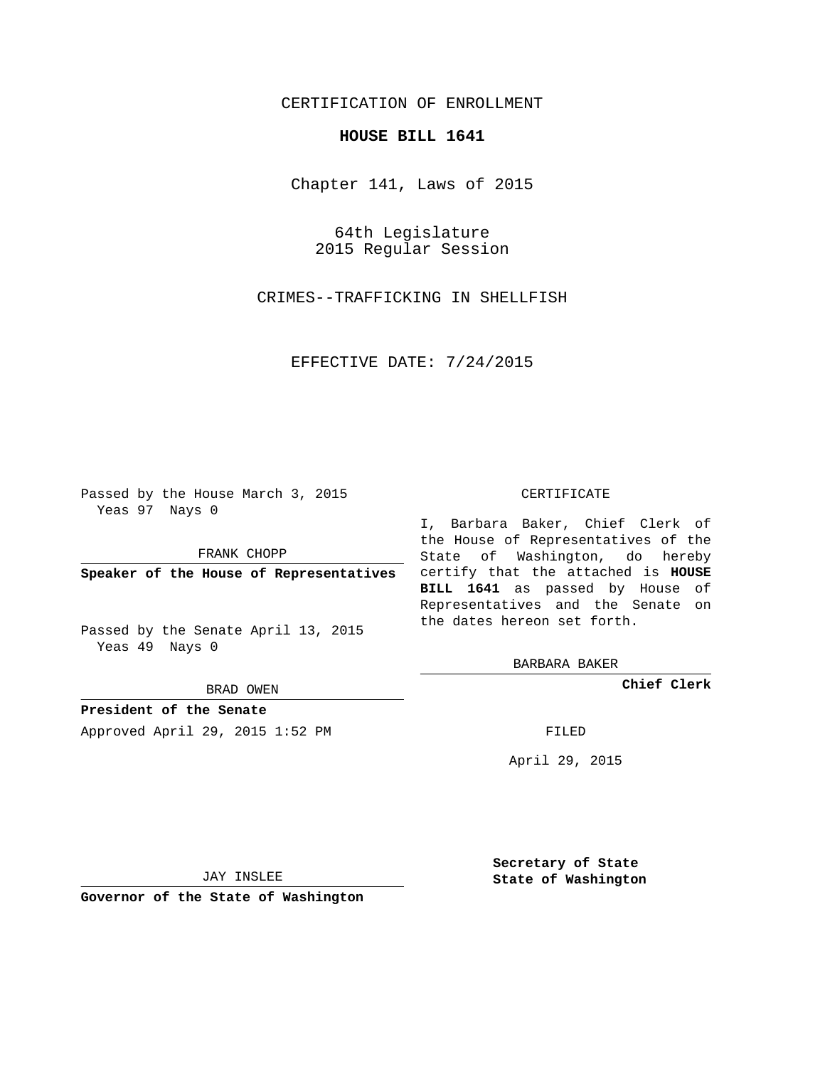CERTIFICATION OF ENROLLMENT

**HOUSE BILL 1641**

Chapter 141, Laws of 2015

64th Legislature
2015 Regular Session

CRIMES--TRAFFICKING IN SHELLFISH

EFFECTIVE DATE: 7/24/2015

Passed by the House March 3, 2015
Yeas 97 Nays 0

FRANK CHOPP

**Speaker of the House of Representatives**

Passed by the Senate April 13, 2015
Yeas 49 Nays 0

BRAD OWEN

**President of the Senate**

Approved April 29, 2015 1:52 PM

JAY INSLEE

**Governor of the State of Washington**

CERTIFICATE

I, Barbara Baker, Chief Clerk of the House of Representatives of the State of Washington, do hereby certify that the attached is **HOUSE BILL 1641** as passed by House of Representatives and the Senate on the dates hereon set forth.

BARBARA BAKER

**Chief Clerk**

FILED

April 29, 2015

**Secretary of State**
**State of Washington**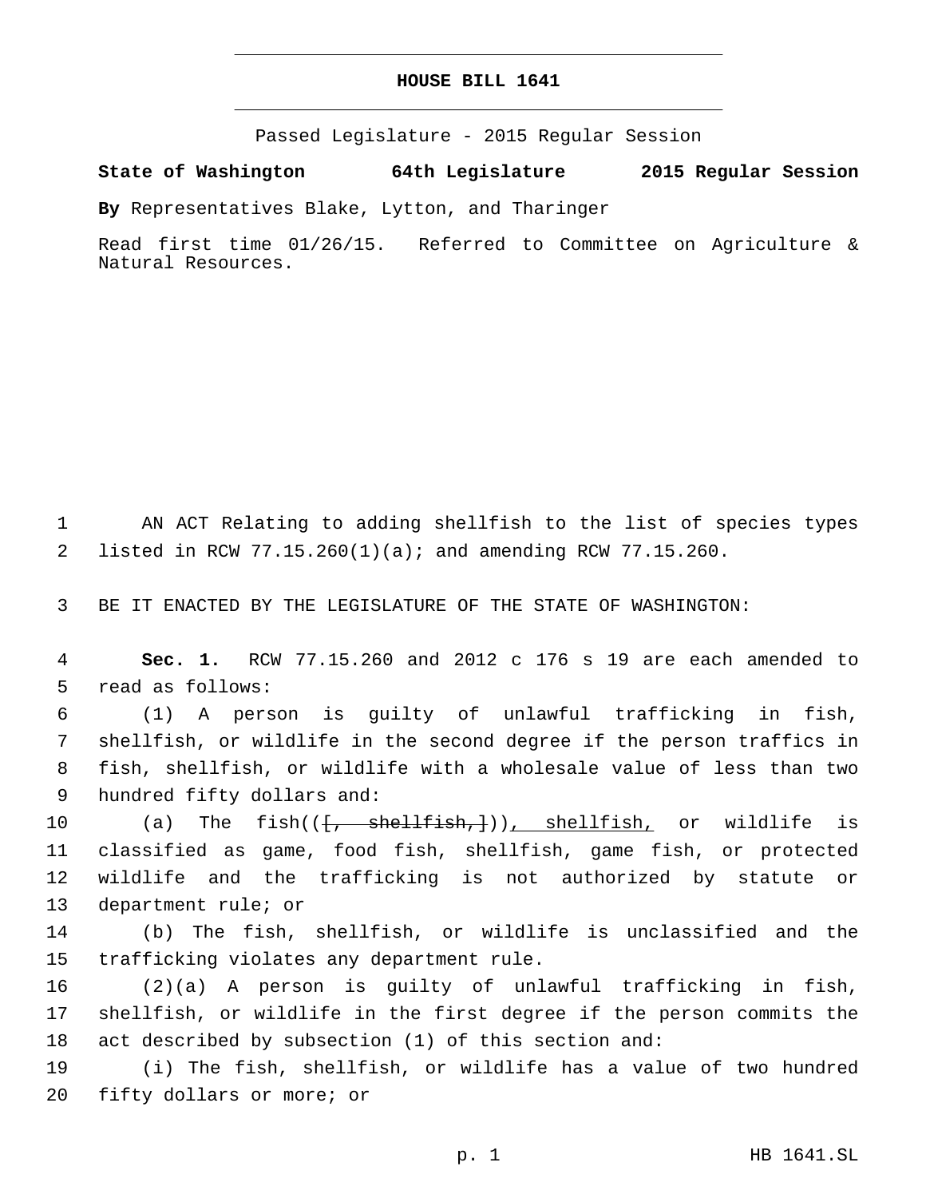# HOUSE BILL 1641

Passed Legislature - 2015 Regular Session

**State of Washington 64th Legislature 2015 Regular Session**

**By** Representatives Blake, Lytton, and Tharinger

Read first time 01/26/15. Referred to Committee on Agriculture & Natural Resources.

1 AN ACT Relating to adding shellfish to the list of species types
2 listed in RCW 77.15.260(1)(a); and amending RCW 77.15.260.

3 BE IT ENACTED BY THE LEGISLATURE OF THE STATE OF WASHINGTON:

4 **Sec. 1.** RCW 77.15.260 and 2012 c 176 s 19 are each amended to
5 read as follows:

6 (1) A person is guilty of unlawful trafficking in fish,
7 shellfish, or wildlife in the second degree if the person traffics in
8 fish, shellfish, or wildlife with a wholesale value of less than two
9 hundred fifty dollars and:

10 (a) The fish(([, shellfish,])), shellfish, or wildlife is
11 classified as game, food fish, shellfish, game fish, or protected
12 wildlife and the trafficking is not authorized by statute or
13 department rule; or

14 (b) The fish, shellfish, or wildlife is unclassified and the
15 trafficking violates any department rule.

16 (2)(a) A person is guilty of unlawful trafficking in fish,
17 shellfish, or wildlife in the first degree if the person commits the
18 act described by subsection (1) of this section and:

19 (i) The fish, shellfish, or wildlife has a value of two hundred
20 fifty dollars or more; or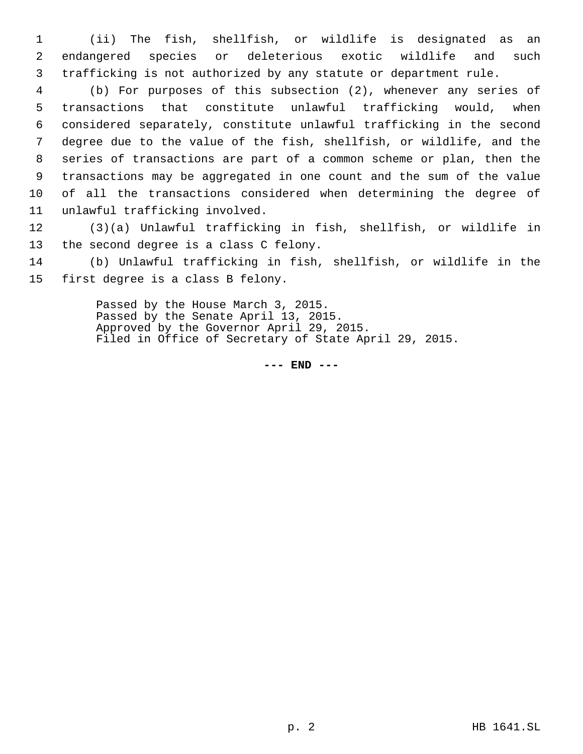(ii) The fish, shellfish, or wildlife is designated as an endangered species or deleterious exotic wildlife and such trafficking is not authorized by any statute or department rule.

(b) For purposes of this subsection (2), whenever any series of transactions that constitute unlawful trafficking would, when considered separately, constitute unlawful trafficking in the second degree due to the value of the fish, shellfish, or wildlife, and the series of transactions are part of a common scheme or plan, then the transactions may be aggregated in one count and the sum of the value of all the transactions considered when determining the degree of unlawful trafficking involved.

(3)(a) Unlawful trafficking in fish, shellfish, or wildlife in the second degree is a class C felony.

(b) Unlawful trafficking in fish, shellfish, or wildlife in the first degree is a class B felony.

Passed by the House March 3, 2015.
Passed by the Senate April 13, 2015.
Approved by the Governor April 29, 2015.
Filed in Office of Secretary of State April 29, 2015.

**--- END ---**